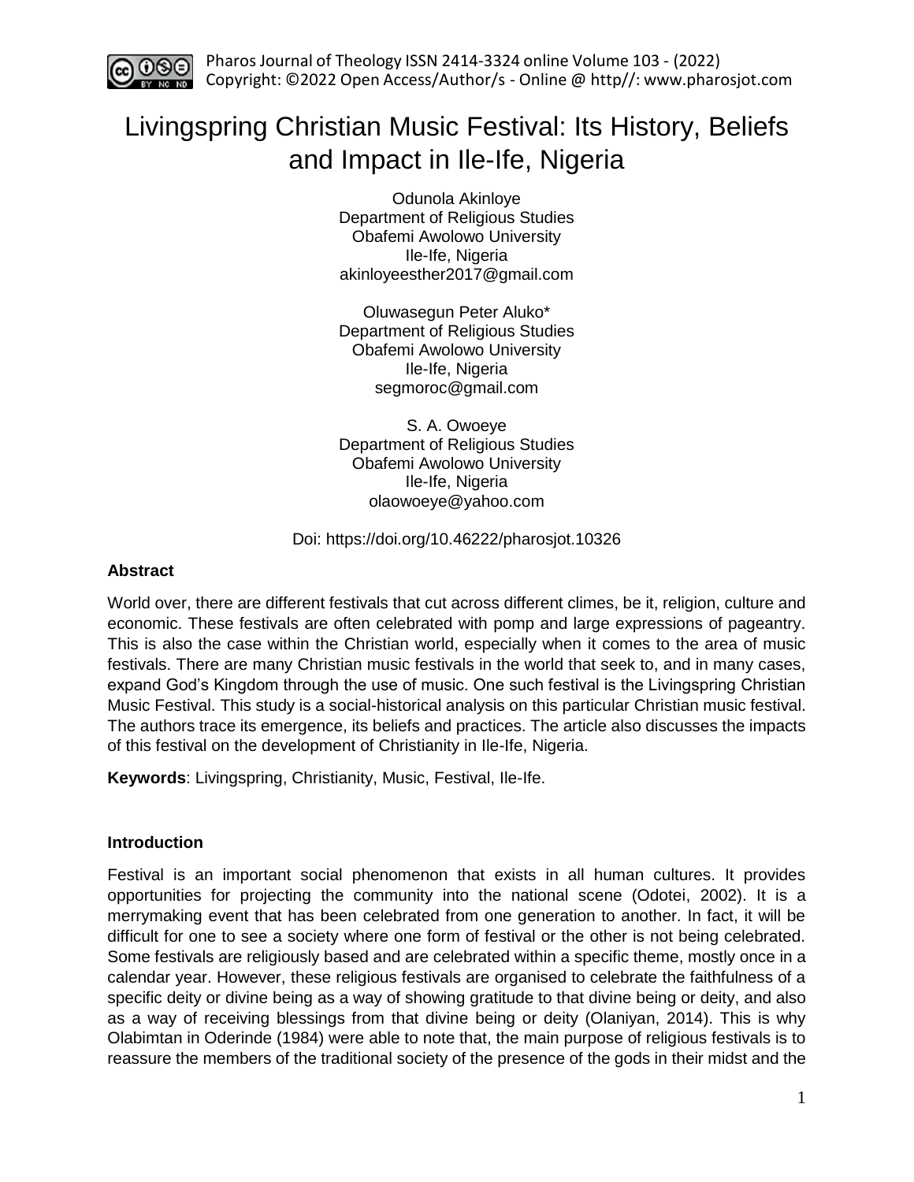# Livingspring Christian Music Festival: Its History, Beliefs and Impact in Ile-Ife, Nigeria

Odunola Akinloye
Department of Religious Studies
Obafemi Awolowo University
Ile-Ife, Nigeria
akinloyeesther2017@gmail.com

Oluwasegun Peter Aluko*
Department of Religious Studies
Obafemi Awolowo University
Ile-Ife, Nigeria
segmoroc@gmail.com

S. A. Owoeye
Department of Religious Studies
Obafemi Awolowo University
Ile-Ife, Nigeria
olaowoeye@yahoo.com

Doi: https://doi.org/10.46222/pharosjot.10326

### Abstract

World over, there are different festivals that cut across different climes, be it, religion, culture and economic. These festivals are often celebrated with pomp and large expressions of pageantry. This is also the case within the Christian world, especially when it comes to the area of music festivals. There are many Christian music festivals in the world that seek to, and in many cases, expand God's Kingdom through the use of music. One such festival is the Livingspring Christian Music Festival. This study is a social-historical analysis on this particular Christian music festival. The authors trace its emergence, its beliefs and practices. The article also discusses the impacts of this festival on the development of Christianity in Ile-Ife, Nigeria.

**Keywords**: Livingspring, Christianity, Music, Festival, Ile-Ife.

### Introduction

Festival is an important social phenomenon that exists in all human cultures. It provides opportunities for projecting the community into the national scene (Odotei, 2002). It is a merrymaking event that has been celebrated from one generation to another. In fact, it will be difficult for one to see a society where one form of festival or the other is not being celebrated. Some festivals are religiously based and are celebrated within a specific theme, mostly once in a calendar year. However, these religious festivals are organised to celebrate the faithfulness of a specific deity or divine being as a way of showing gratitude to that divine being or deity, and also as a way of receiving blessings from that divine being or deity (Olaniyan, 2014). This is why Olabimtan in Oderinde (1984) were able to note that, the main purpose of religious festivals is to reassure the members of the traditional society of the presence of the gods in their midst and the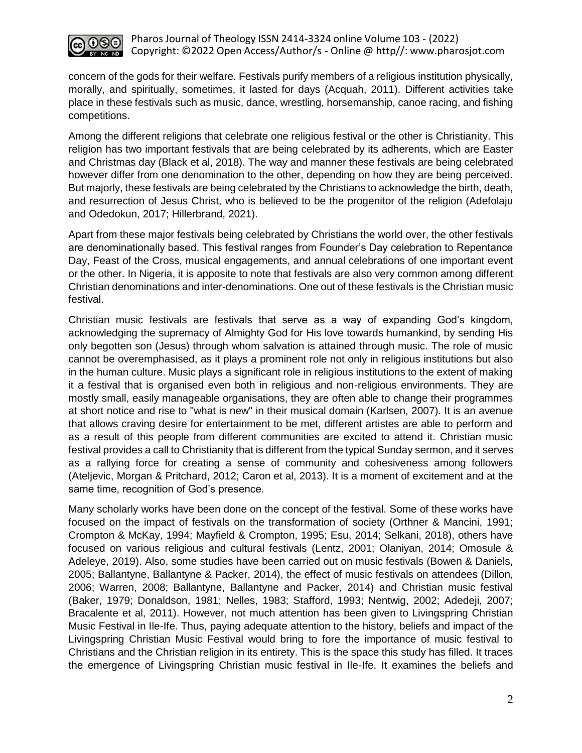concern of the gods for their welfare. Festivals purify members of a religious institution physically, morally, and spiritually, sometimes, it lasted for days (Acquah, 2011). Different activities take place in these festivals such as music, dance, wrestling, horsemanship, canoe racing, and fishing competitions.

Among the different religions that celebrate one religious festival or the other is Christianity. This religion has two important festivals that are being celebrated by its adherents, which are Easter and Christmas day (Black et al, 2018). The way and manner these festivals are being celebrated however differ from one denomination to the other, depending on how they are being perceived. But majorly, these festivals are being celebrated by the Christians to acknowledge the birth, death, and resurrection of Jesus Christ, who is believed to be the progenitor of the religion (Adefolaju and Odedokun, 2017; Hillerbrand, 2021).

Apart from these major festivals being celebrated by Christians the world over, the other festivals are denominationally based. This festival ranges from Founder's Day celebration to Repentance Day, Feast of the Cross, musical engagements, and annual celebrations of one important event or the other. In Nigeria, it is apposite to note that festivals are also very common among different Christian denominations and inter-denominations. One out of these festivals is the Christian music festival.

Christian music festivals are festivals that serve as a way of expanding God's kingdom, acknowledging the supremacy of Almighty God for His love towards humankind, by sending His only begotten son (Jesus) through whom salvation is attained through music. The role of music cannot be overemphasised, as it plays a prominent role not only in religious institutions but also in the human culture. Music plays a significant role in religious institutions to the extent of making it a festival that is organised even both in religious and non-religious environments. They are mostly small, easily manageable organisations, they are often able to change their programmes at short notice and rise to "what is new" in their musical domain (Karlsen, 2007). It is an avenue that allows craving desire for entertainment to be met, different artistes are able to perform and as a result of this people from different communities are excited to attend it. Christian music festival provides a call to Christianity that is different from the typical Sunday sermon, and it serves as a rallying force for creating a sense of community and cohesiveness among followers (Ateljevic, Morgan & Pritchard, 2012; Caron et al, 2013). It is a moment of excitement and at the same time, recognition of God's presence.

Many scholarly works have been done on the concept of the festival. Some of these works have focused on the impact of festivals on the transformation of society (Orthner & Mancini, 1991; Crompton & McKay, 1994; Mayfield & Crompton, 1995; Esu, 2014; Selkani, 2018), others have focused on various religious and cultural festivals (Lentz, 2001; Olaniyan, 2014; Omosule & Adeleye, 2019). Also, some studies have been carried out on music festivals (Bowen & Daniels, 2005; Ballantyne, Ballantyne & Packer, 2014), the effect of music festivals on attendees (Dillon, 2006; Warren, 2008; Ballantyne, Ballantyne and Packer, 2014) and Christian music festival (Baker, 1979; Donaldson, 1981; Nelles, 1983; Stafford, 1993; Nentwig, 2002; Adedeji, 2007; Bracalente et al, 2011). However, not much attention has been given to Livingspring Christian Music Festival in Ile-Ife. Thus, paying adequate attention to the history, beliefs and impact of the Livingspring Christian Music Festival would bring to fore the importance of music festival to Christians and the Christian religion in its entirety. This is the space this study has filled. It traces the emergence of Livingspring Christian music festival in Ile-Ife. It examines the beliefs and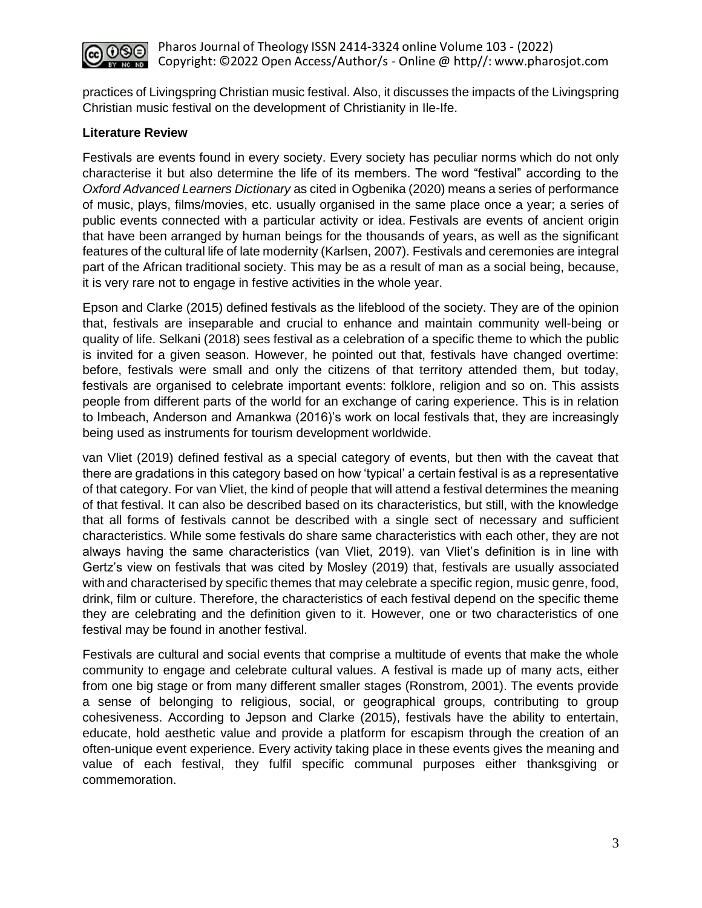practices of Livingspring Christian music festival. Also, it discusses the impacts of the Livingspring Christian music festival on the development of Christianity in Ile-Ife.

## Literature Review

Festivals are events found in every society. Every society has peculiar norms which do not only characterise it but also determine the life of its members. The word "festival" according to the *Oxford Advanced Learners Dictionary* as cited in Ogbenika (2020) means a series of performance of music, plays, films/movies, etc. usually organised in the same place once a year; a series of public events connected with a particular activity or idea. Festivals are events of ancient origin that have been arranged by human beings for the thousands of years, as well as the significant features of the cultural life of late modernity (Karlsen, 2007). Festivals and ceremonies are integral part of the African traditional society. This may be as a result of man as a social being, because, it is very rare not to engage in festive activities in the whole year.

Epson and Clarke (2015) defined festivals as the lifeblood of the society. They are of the opinion that, festivals are inseparable and crucial to enhance and maintain community well-being or quality of life. Selkani (2018) sees festival as a celebration of a specific theme to which the public is invited for a given season. However, he pointed out that, festivals have changed overtime: before, festivals were small and only the citizens of that territory attended them, but today, festivals are organised to celebrate important events: folklore, religion and so on. This assists people from different parts of the world for an exchange of caring experience. This is in relation to Imbeach, Anderson and Amankwa (2016)'s work on local festivals that, they are increasingly being used as instruments for tourism development worldwide.

van Vliet (2019) defined festival as a special category of events, but then with the caveat that there are gradations in this category based on how 'typical' a certain festival is as a representative of that category. For van Vliet, the kind of people that will attend a festival determines the meaning of that festival. It can also be described based on its characteristics, but still, with the knowledge that all forms of festivals cannot be described with a single sect of necessary and sufficient characteristics. While some festivals do share same characteristics with each other, they are not always having the same characteristics (van Vliet, 2019). van Vliet's definition is in line with Gertz's view on festivals that was cited by Mosley (2019) that, festivals are usually associated with and characterised by specific themes that may celebrate a specific region, music genre, food, drink, film or culture. Therefore, the characteristics of each festival depend on the specific theme they are celebrating and the definition given to it. However, one or two characteristics of one festival may be found in another festival.

Festivals are cultural and social events that comprise a multitude of events that make the whole community to engage and celebrate cultural values. A festival is made up of many acts, either from one big stage or from many different smaller stages (Ronstrom, 2001). The events provide a sense of belonging to religious, social, or geographical groups, contributing to group cohesiveness. According to Jepson and Clarke (2015), festivals have the ability to entertain, educate, hold aesthetic value and provide a platform for escapism through the creation of an often-unique event experience. Every activity taking place in these events gives the meaning and value of each festival, they fulfil specific communal purposes either thanksgiving or commemoration.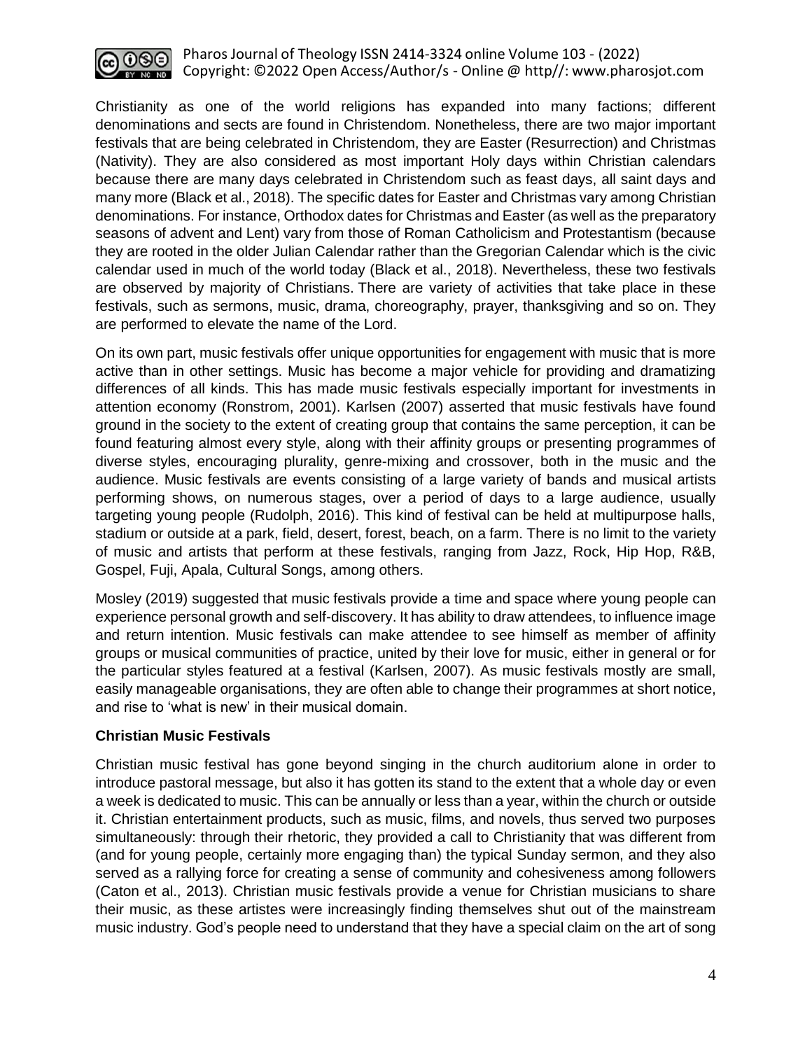Christianity as one of the world religions has expanded into many factions; different denominations and sects are found in Christendom. Nonetheless, there are two major important festivals that are being celebrated in Christendom, they are Easter (Resurrection) and Christmas (Nativity). They are also considered as most important Holy days within Christian calendars because there are many days celebrated in Christendom such as feast days, all saint days and many more (Black et al., 2018). The specific dates for Easter and Christmas vary among Christian denominations. For instance, Orthodox dates for Christmas and Easter (as well as the preparatory seasons of advent and Lent) vary from those of Roman Catholicism and Protestantism (because they are rooted in the older Julian Calendar rather than the Gregorian Calendar which is the civic calendar used in much of the world today (Black et al., 2018). Nevertheless, these two festivals are observed by majority of Christians. There are variety of activities that take place in these festivals, such as sermons, music, drama, choreography, prayer, thanksgiving and so on. They are performed to elevate the name of the Lord.

On its own part, music festivals offer unique opportunities for engagement with music that is more active than in other settings. Music has become a major vehicle for providing and dramatizing differences of all kinds. This has made music festivals especially important for investments in attention economy (Ronstrom, 2001). Karlsen (2007) asserted that music festivals have found ground in the society to the extent of creating group that contains the same perception, it can be found featuring almost every style, along with their affinity groups or presenting programmes of diverse styles, encouraging plurality, genre-mixing and crossover, both in the music and the audience. Music festivals are events consisting of a large variety of bands and musical artists performing shows, on numerous stages, over a period of days to a large audience, usually targeting young people (Rudolph, 2016). This kind of festival can be held at multipurpose halls, stadium or outside at a park, field, desert, forest, beach, on a farm. There is no limit to the variety of music and artists that perform at these festivals, ranging from Jazz, Rock, Hip Hop, R&B, Gospel, Fuji, Apala, Cultural Songs, among others.

Mosley (2019) suggested that music festivals provide a time and space where young people can experience personal growth and self-discovery. It has ability to draw attendees, to influence image and return intention. Music festivals can make attendee to see himself as member of affinity groups or musical communities of practice, united by their love for music, either in general or for the particular styles featured at a festival (Karlsen, 2007). As music festivals mostly are small, easily manageable organisations, they are often able to change their programmes at short notice, and rise to 'what is new' in their musical domain.

**Christian Music Festivals**

Christian music festival has gone beyond singing in the church auditorium alone in order to introduce pastoral message, but also it has gotten its stand to the extent that a whole day or even a week is dedicated to music. This can be annually or less than a year, within the church or outside it. Christian entertainment products, such as music, films, and novels, thus served two purposes simultaneously: through their rhetoric, they provided a call to Christianity that was different from (and for young people, certainly more engaging than) the typical Sunday sermon, and they also served as a rallying force for creating a sense of community and cohesiveness among followers (Caton et al., 2013). Christian music festivals provide a venue for Christian musicians to share their music, as these artistes were increasingly finding themselves shut out of the mainstream music industry. God's people need to understand that they have a special claim on the art of song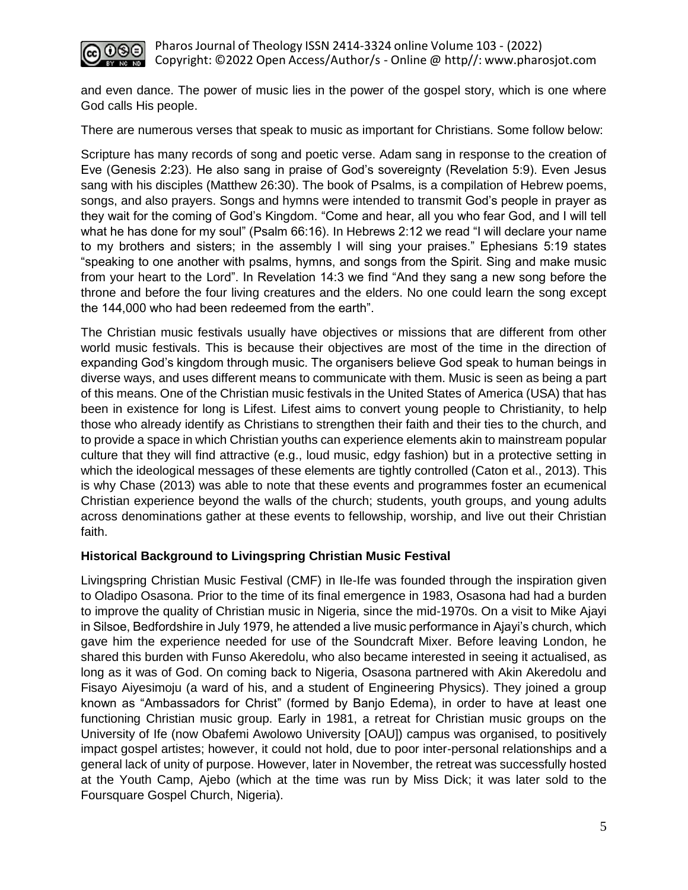and even dance. The power of music lies in the power of the gospel story, which is one where God calls His people.

There are numerous verses that speak to music as important for Christians. Some follow below:

Scripture has many records of song and poetic verse. Adam sang in response to the creation of Eve (Genesis 2:23). He also sang in praise of God's sovereignty (Revelation 5:9). Even Jesus sang with his disciples (Matthew 26:30). The book of Psalms, is a compilation of Hebrew poems, songs, and also prayers. Songs and hymns were intended to transmit God's people in prayer as they wait for the coming of God's Kingdom. "Come and hear, all you who fear God, and I will tell what he has done for my soul" (Psalm 66:16). In Hebrews 2:12 we read "I will declare your name to my brothers and sisters; in the assembly I will sing your praises." Ephesians 5:19 states "speaking to one another with psalms, hymns, and songs from the Spirit. Sing and make music from your heart to the Lord". In Revelation 14:3 we find "And they sang a new song before the throne and before the four living creatures and the elders. No one could learn the song except the 144,000 who had been redeemed from the earth".

The Christian music festivals usually have objectives or missions that are different from other world music festivals. This is because their objectives are most of the time in the direction of expanding God's kingdom through music. The organisers believe God speak to human beings in diverse ways, and uses different means to communicate with them. Music is seen as being a part of this means. One of the Christian music festivals in the United States of America (USA) that has been in existence for long is Lifest. Lifest aims to convert young people to Christianity, to help those who already identify as Christians to strengthen their faith and their ties to the church, and to provide a space in which Christian youths can experience elements akin to mainstream popular culture that they will find attractive (e.g., loud music, edgy fashion) but in a protective setting in which the ideological messages of these elements are tightly controlled (Caton et al., 2013). This is why Chase (2013) was able to note that these events and programmes foster an ecumenical Christian experience beyond the walls of the church; students, youth groups, and young adults across denominations gather at these events to fellowship, worship, and live out their Christian faith.

### Historical Background to Livingspring Christian Music Festival

Livingspring Christian Music Festival (CMF) in Ile-Ife was founded through the inspiration given to Oladipo Osasona. Prior to the time of its final emergence in 1983, Osasona had had a burden to improve the quality of Christian music in Nigeria, since the mid-1970s. On a visit to Mike Ajayi in Silsoe, Bedfordshire in July 1979, he attended a live music performance in Ajayi's church, which gave him the experience needed for use of the Soundcraft Mixer. Before leaving London, he shared this burden with Funso Akeredolu, who also became interested in seeing it actualised, as long as it was of God. On coming back to Nigeria, Osasona partnered with Akin Akeredolu and Fisayo Aiyesimoju (a ward of his, and a student of Engineering Physics). They joined a group known as "Ambassadors for Christ" (formed by Banjo Edema), in order to have at least one functioning Christian music group. Early in 1981, a retreat for Christian music groups on the University of Ife (now Obafemi Awolowo University [OAU]) campus was organised, to positively impact gospel artistes; however, it could not hold, due to poor inter-personal relationships and a general lack of unity of purpose. However, later in November, the retreat was successfully hosted at the Youth Camp, Ajebo (which at the time was run by Miss Dick; it was later sold to the Foursquare Gospel Church, Nigeria).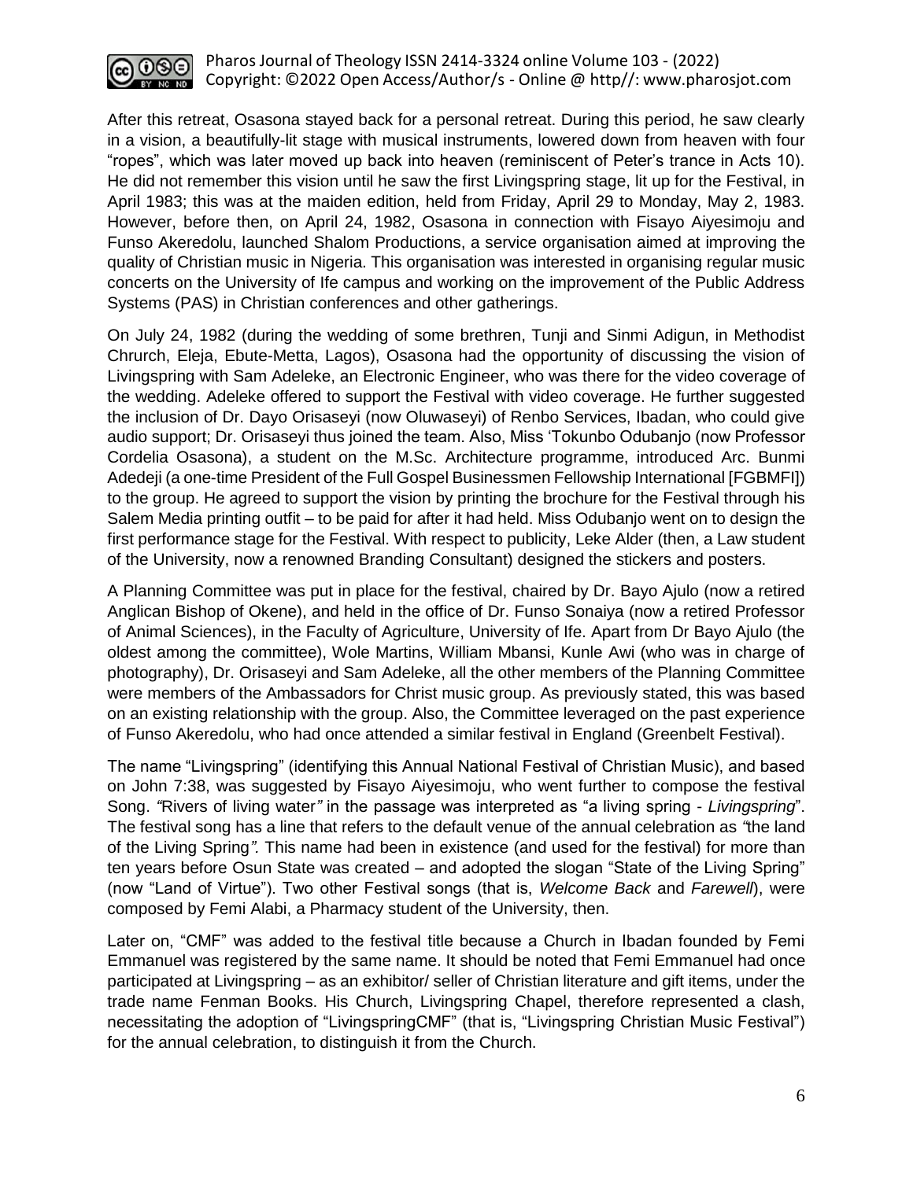After this retreat, Osasona stayed back for a personal retreat. During this period, he saw clearly in a vision, a beautifully-lit stage with musical instruments, lowered down from heaven with four "ropes", which was later moved up back into heaven (reminiscent of Peter's trance in Acts 10). He did not remember this vision until he saw the first Livingspring stage, lit up for the Festival, in April 1983; this was at the maiden edition, held from Friday, April 29 to Monday, May 2, 1983. However, before then, on April 24, 1982, Osasona in connection with Fisayo Aiyesimoju and Funso Akeredolu, launched Shalom Productions, a service organisation aimed at improving the quality of Christian music in Nigeria. This organisation was interested in organising regular music concerts on the University of Ife campus and working on the improvement of the Public Address Systems (PAS) in Christian conferences and other gatherings.

On July 24, 1982 (during the wedding of some brethren, Tunji and Sinmi Adigun, in Methodist Chrurch, Eleja, Ebute-Metta, Lagos), Osasona had the opportunity of discussing the vision of Livingspring with Sam Adeleke, an Electronic Engineer, who was there for the video coverage of the wedding. Adeleke offered to support the Festival with video coverage. He further suggested the inclusion of Dr. Dayo Orisaseyi (now Oluwaseyi) of Renbo Services, Ibadan, who could give audio support; Dr. Orisaseyi thus joined the team. Also, Miss 'Tokunbo Odubanjo (now Professor Cordelia Osasona), a student on the M.Sc. Architecture programme, introduced Arc. Bunmi Adedeji (a one-time President of the Full Gospel Businessmen Fellowship International [FGBMFI]) to the group. He agreed to support the vision by printing the brochure for the Festival through his Salem Media printing outfit – to be paid for after it had held. Miss Odubanjo went on to design the first performance stage for the Festival. With respect to publicity, Leke Alder (then, a Law student of the University, now a renowned Branding Consultant) designed the stickers and posters.

A Planning Committee was put in place for the festival, chaired by Dr. Bayo Ajulo (now a retired Anglican Bishop of Okene), and held in the office of Dr. Funso Sonaiya (now a retired Professor of Animal Sciences), in the Faculty of Agriculture, University of Ife. Apart from Dr Bayo Ajulo (the oldest among the committee), Wole Martins, William Mbansi, Kunle Awi (who was in charge of photography), Dr. Orisaseyi and Sam Adeleke, all the other members of the Planning Committee were members of the Ambassadors for Christ music group. As previously stated, this was based on an existing relationship with the group. Also, the Committee leveraged on the past experience of Funso Akeredolu, who had once attended a similar festival in England (Greenbelt Festival).

The name "Livingspring" (identifying this Annual National Festival of Christian Music), and based on John 7:38, was suggested by Fisayo Aiyesimoju, who went further to compose the festival Song. *"*Rivers of living water*"* in the passage was interpreted as "a living spring - *Livingspring*". The festival song has a line that refers to the default venue of the annual celebration as *"*the land of the Living Spring*".* This name had been in existence (and used for the festival) for more than ten years before Osun State was created – and adopted the slogan "State of the Living Spring" (now "Land of Virtue"). Two other Festival songs (that is, *Welcome Back* and *Farewell*), were composed by Femi Alabi, a Pharmacy student of the University, then.

Later on, "CMF" was added to the festival title because a Church in Ibadan founded by Femi Emmanuel was registered by the same name. It should be noted that Femi Emmanuel had once participated at Livingspring – as an exhibitor/ seller of Christian literature and gift items, under the trade name Fenman Books. His Church, Livingspring Chapel, therefore represented a clash, necessitating the adoption of "LivingspringCMF" (that is, "Livingspring Christian Music Festival") for the annual celebration, to distinguish it from the Church.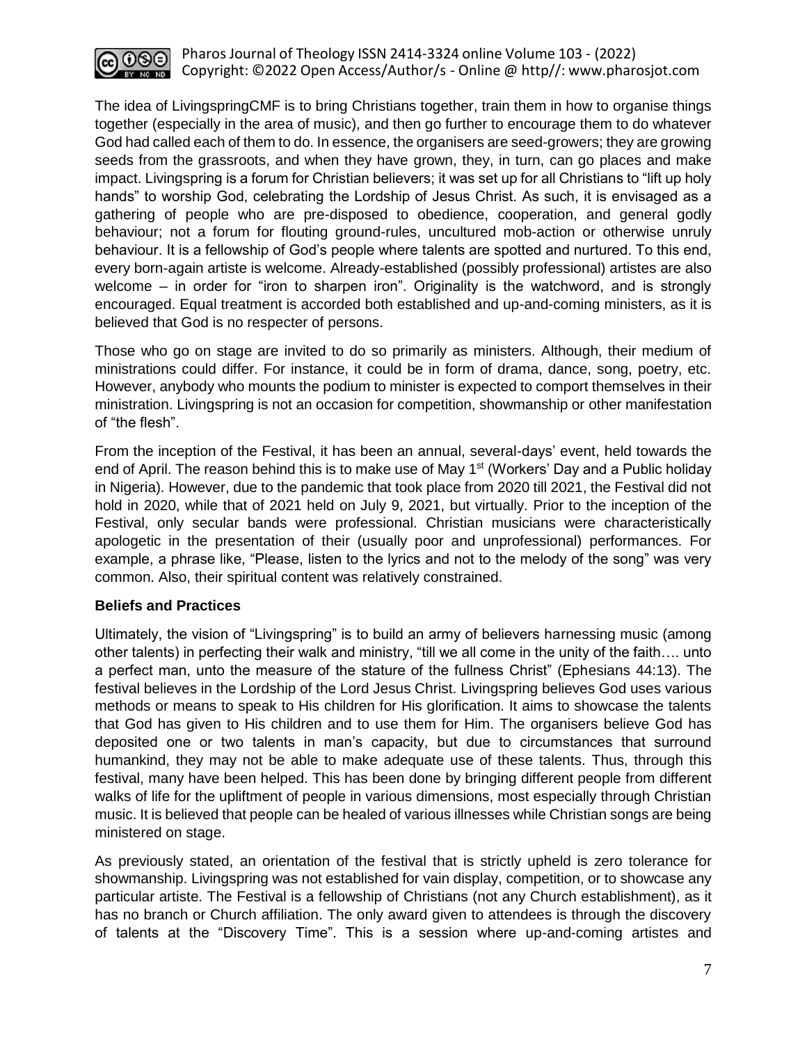The idea of LivingspringCMF is to bring Christians together, train them in how to organise things together (especially in the area of music), and then go further to encourage them to do whatever God had called each of them to do. In essence, the organisers are seed-growers; they are growing seeds from the grassroots, and when they have grown, they, in turn, can go places and make impact. Livingspring is a forum for Christian believers; it was set up for all Christians to "lift up holy hands" to worship God, celebrating the Lordship of Jesus Christ. As such, it is envisaged as a gathering of people who are pre-disposed to obedience, cooperation, and general godly behaviour; not a forum for flouting ground-rules, uncultured mob-action or otherwise unruly behaviour. It is a fellowship of God's people where talents are spotted and nurtured. To this end, every born-again artiste is welcome. Already-established (possibly professional) artistes are also welcome – in order for "iron to sharpen iron". Originality is the watchword, and is strongly encouraged. Equal treatment is accorded both established and up-and-coming ministers, as it is believed that God is no respecter of persons.

Those who go on stage are invited to do so primarily as ministers. Although, their medium of ministrations could differ. For instance, it could be in form of drama, dance, song, poetry, etc. However, anybody who mounts the podium to minister is expected to comport themselves in their ministration. Livingspring is not an occasion for competition, showmanship or other manifestation of "the flesh".

From the inception of the Festival, it has been an annual, several-days' event, held towards the end of April. The reason behind this is to make use of May 1st (Workers' Day and a Public holiday in Nigeria). However, due to the pandemic that took place from 2020 till 2021, the Festival did not hold in 2020, while that of 2021 held on July 9, 2021, but virtually. Prior to the inception of the Festival, only secular bands were professional. Christian musicians were characteristically apologetic in the presentation of their (usually poor and unprofessional) performances. For example, a phrase like, "Please, listen to the lyrics and not to the melody of the song" was very common. Also, their spiritual content was relatively constrained.

**Beliefs and Practices**

Ultimately, the vision of "Livingspring" is to build an army of believers harnessing music (among other talents) in perfecting their walk and ministry, "till we all come in the unity of the faith…. unto a perfect man, unto the measure of the stature of the fullness Christ" (Ephesians 44:13). The festival believes in the Lordship of the Lord Jesus Christ. Livingspring believes God uses various methods or means to speak to His children for His glorification. It aims to showcase the talents that God has given to His children and to use them for Him. The organisers believe God has deposited one or two talents in man's capacity, but due to circumstances that surround humankind, they may not be able to make adequate use of these talents. Thus, through this festival, many have been helped. This has been done by bringing different people from different walks of life for the upliftment of people in various dimensions, most especially through Christian music. It is believed that people can be healed of various illnesses while Christian songs are being ministered on stage.

As previously stated, an orientation of the festival that is strictly upheld is zero tolerance for showmanship. Livingspring was not established for vain display, competition, or to showcase any particular artiste. The Festival is a fellowship of Christians (not any Church establishment), as it has no branch or Church affiliation. The only award given to attendees is through the discovery of talents at the "Discovery Time". This is a session where up-and-coming artistes and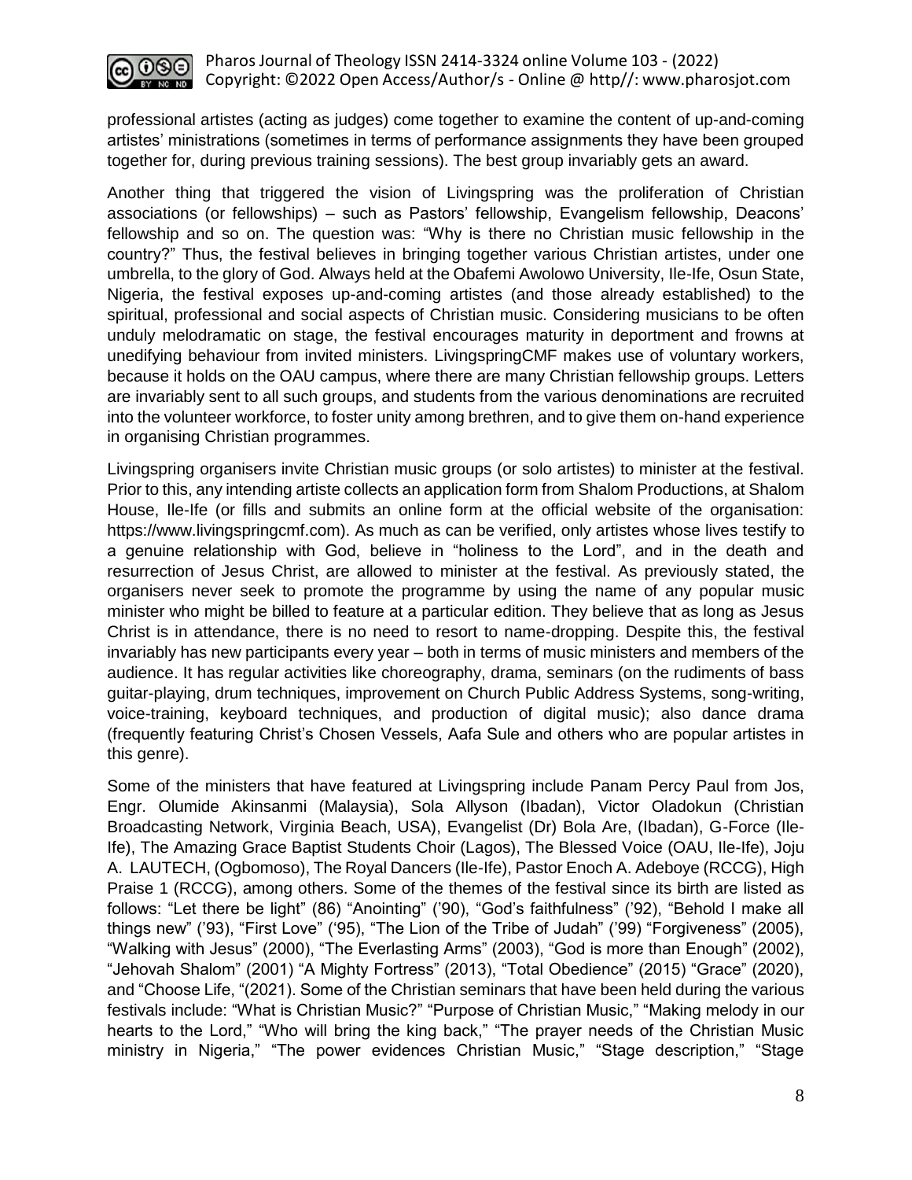professional artistes (acting as judges) come together to examine the content of up-and-coming artistes' ministrations (sometimes in terms of performance assignments they have been grouped together for, during previous training sessions). The best group invariably gets an award.

Another thing that triggered the vision of Livingspring was the proliferation of Christian associations (or fellowships) – such as Pastors' fellowship, Evangelism fellowship, Deacons' fellowship and so on. The question was: "Why is there no Christian music fellowship in the country?" Thus, the festival believes in bringing together various Christian artistes, under one umbrella, to the glory of God. Always held at the Obafemi Awolowo University, Ile-Ife, Osun State, Nigeria, the festival exposes up-and-coming artistes (and those already established) to the spiritual, professional and social aspects of Christian music. Considering musicians to be often unduly melodramatic on stage, the festival encourages maturity in deportment and frowns at unedifying behaviour from invited ministers. LivingspringCMF makes use of voluntary workers, because it holds on the OAU campus, where there are many Christian fellowship groups. Letters are invariably sent to all such groups, and students from the various denominations are recruited into the volunteer workforce, to foster unity among brethren, and to give them on-hand experience in organising Christian programmes.

Livingspring organisers invite Christian music groups (or solo artistes) to minister at the festival. Prior to this, any intending artiste collects an application form from Shalom Productions, at Shalom House, Ile-Ife (or fills and submits an online form at the official website of the organisation: https://www.livingspringcmf.com). As much as can be verified, only artistes whose lives testify to a genuine relationship with God, believe in "holiness to the Lord", and in the death and resurrection of Jesus Christ, are allowed to minister at the festival. As previously stated, the organisers never seek to promote the programme by using the name of any popular music minister who might be billed to feature at a particular edition. They believe that as long as Jesus Christ is in attendance, there is no need to resort to name-dropping. Despite this, the festival invariably has new participants every year – both in terms of music ministers and members of the audience. It has regular activities like choreography, drama, seminars (on the rudiments of bass guitar-playing, drum techniques, improvement on Church Public Address Systems, song-writing, voice-training, keyboard techniques, and production of digital music); also dance drama (frequently featuring Christ's Chosen Vessels, Aafa Sule and others who are popular artistes in this genre).

Some of the ministers that have featured at Livingspring include Panam Percy Paul from Jos, Engr. Olumide Akinsanmi (Malaysia), Sola Allyson (Ibadan), Victor Oladokun (Christian Broadcasting Network, Virginia Beach, USA), Evangelist (Dr) Bola Are, (Ibadan), G-Force (Ile-Ife), The Amazing Grace Baptist Students Choir (Lagos), The Blessed Voice (OAU, Ile-Ife), Joju A. LAUTECH, (Ogbomoso), The Royal Dancers (Ile-Ife), Pastor Enoch A. Adeboye (RCCG), High Praise 1 (RCCG), among others. Some of the themes of the festival since its birth are listed as follows: "Let there be light" (86) "Anointing" ('90), "God's faithfulness" ('92), "Behold I make all things new" ('93), "First Love" ('95), "The Lion of the Tribe of Judah" ('99) "Forgiveness" (2005), "Walking with Jesus" (2000), "The Everlasting Arms" (2003), "God is more than Enough" (2002), "Jehovah Shalom" (2001) "A Mighty Fortress" (2013), "Total Obedience" (2015) "Grace" (2020), and "Choose Life, "(2021). Some of the Christian seminars that have been held during the various festivals include: "What is Christian Music?" "Purpose of Christian Music," "Making melody in our hearts to the Lord," "Who will bring the king back," "The prayer needs of the Christian Music ministry in Nigeria," "The power evidences Christian Music," "Stage description," "Stage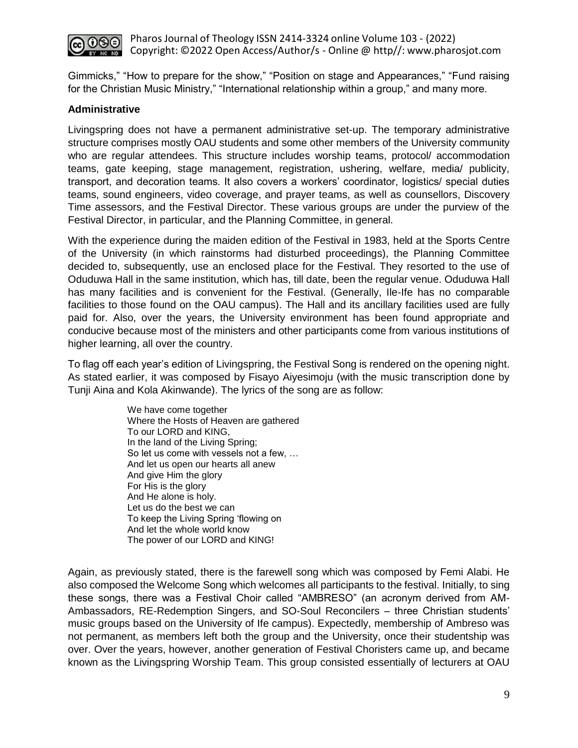Gimmicks," "How to prepare for the show," "Position on stage and Appearances," "Fund raising for the Christian Music Ministry," "International relationship within a group," and many more.

**Administrative**

Livingspring does not have a permanent administrative set-up. The temporary administrative structure comprises mostly OAU students and some other members of the University community who are regular attendees. This structure includes worship teams, protocol/ accommodation teams, gate keeping, stage management, registration, ushering, welfare, media/ publicity, transport, and decoration teams. It also covers a workers' coordinator, logistics/ special duties teams, sound engineers, video coverage, and prayer teams, as well as counsellors, Discovery Time assessors, and the Festival Director. These various groups are under the purview of the Festival Director, in particular, and the Planning Committee, in general.

With the experience during the maiden edition of the Festival in 1983, held at the Sports Centre of the University (in which rainstorms had disturbed proceedings), the Planning Committee decided to, subsequently, use an enclosed place for the Festival. They resorted to the use of Oduduwa Hall in the same institution, which has, till date, been the regular venue. Oduduwa Hall has many facilities and is convenient for the Festival. (Generally, Ile-Ife has no comparable facilities to those found on the OAU campus). The Hall and its ancillary facilities used are fully paid for. Also, over the years, the University environment has been found appropriate and conducive because most of the ministers and other participants come from various institutions of higher learning, all over the country.

To flag off each year's edition of Livingspring, the Festival Song is rendered on the opening night. As stated earlier, it was composed by Fisayo Aiyesimoju (with the music transcription done by Tunji Aina and Kola Akinwande). The lyrics of the song are as follow:

> We have come together
> Where the Hosts of Heaven are gathered
> To our LORD and KING,
> In the land of the Living Spring;
> So let us come with vessels not a few, …
> And let us open our hearts all anew
> And give Him the glory
> For His is the glory
> And He alone is holy.
> Let us do the best we can
> To keep the Living Spring 'flowing on
> And let the whole world know
> The power of our LORD and KING!

Again, as previously stated, there is the farewell song which was composed by Femi Alabi. He also composed the Welcome Song which welcomes all participants to the festival. Initially, to sing these songs, there was a Festival Choir called "AMBRESO" (an acronym derived from AM-Ambassadors, RE-Redemption Singers, and SO-Soul Reconcilers – three Christian students' music groups based on the University of Ife campus). Expectedly, membership of Ambreso was not permanent, as members left both the group and the University, once their studentship was over. Over the years, however, another generation of Festival Choristers came up, and became known as the Livingspring Worship Team. This group consisted essentially of lecturers at OAU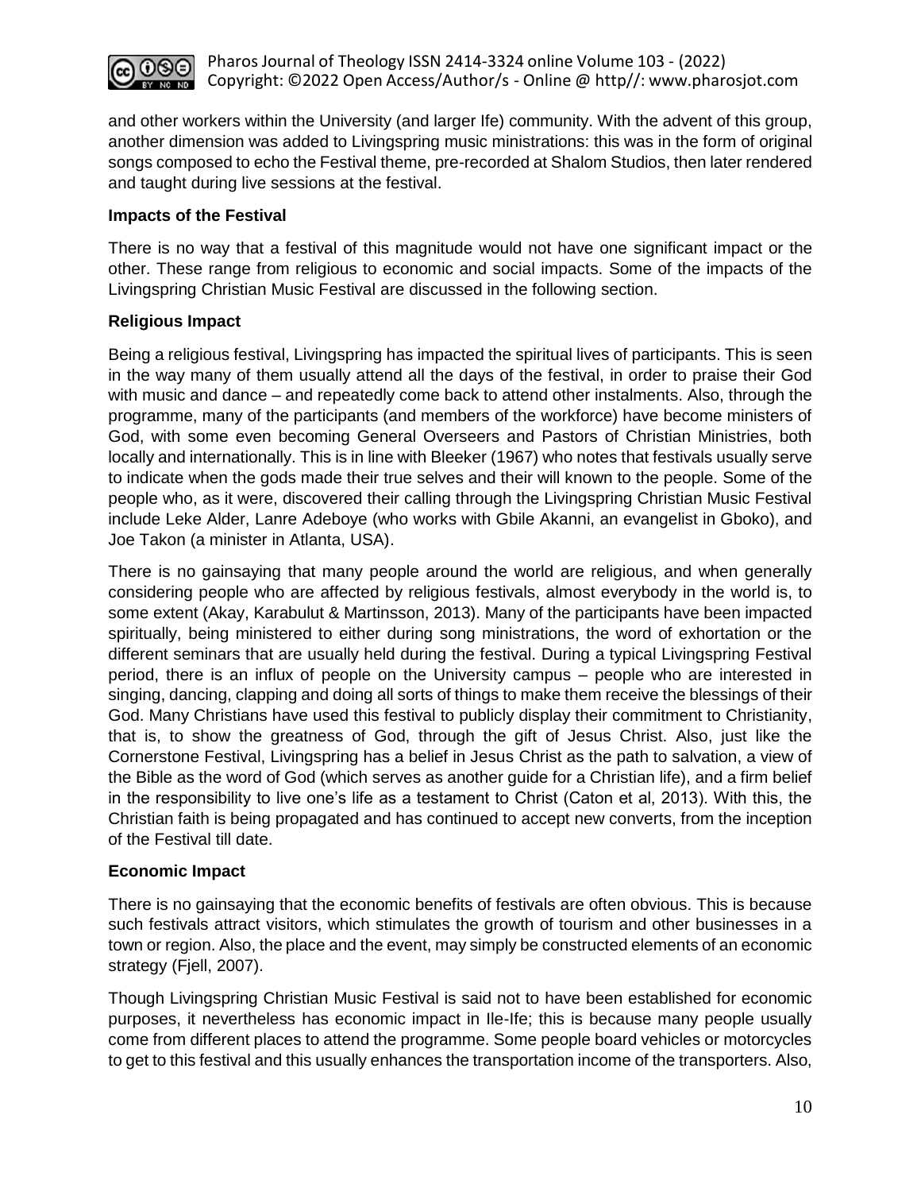and other workers within the University (and larger Ife) community. With the advent of this group, another dimension was added to Livingspring music ministrations: this was in the form of original songs composed to echo the Festival theme, pre-recorded at Shalom Studios, then later rendered and taught during live sessions at the festival.

### Impacts of the Festival

There is no way that a festival of this magnitude would not have one significant impact or the other. These range from religious to economic and social impacts. Some of the impacts of the Livingspring Christian Music Festival are discussed in the following section.

### Religious Impact

Being a religious festival, Livingspring has impacted the spiritual lives of participants. This is seen in the way many of them usually attend all the days of the festival, in order to praise their God with music and dance – and repeatedly come back to attend other instalments. Also, through the programme, many of the participants (and members of the workforce) have become ministers of God, with some even becoming General Overseers and Pastors of Christian Ministries, both locally and internationally. This is in line with Bleeker (1967) who notes that festivals usually serve to indicate when the gods made their true selves and their will known to the people. Some of the people who, as it were, discovered their calling through the Livingspring Christian Music Festival include Leke Alder, Lanre Adeboye (who works with Gbile Akanni, an evangelist in Gboko), and Joe Takon (a minister in Atlanta, USA).

There is no gainsaying that many people around the world are religious, and when generally considering people who are affected by religious festivals, almost everybody in the world is, to some extent (Akay, Karabulut & Martinsson, 2013). Many of the participants have been impacted spiritually, being ministered to either during song ministrations, the word of exhortation or the different seminars that are usually held during the festival. During a typical Livingspring Festival period, there is an influx of people on the University campus – people who are interested in singing, dancing, clapping and doing all sorts of things to make them receive the blessings of their God. Many Christians have used this festival to publicly display their commitment to Christianity, that is, to show the greatness of God, through the gift of Jesus Christ. Also, just like the Cornerstone Festival, Livingspring has a belief in Jesus Christ as the path to salvation, a view of the Bible as the word of God (which serves as another guide for a Christian life), and a firm belief in the responsibility to live one's life as a testament to Christ (Caton et al, 2013). With this, the Christian faith is being propagated and has continued to accept new converts, from the inception of the Festival till date.

### Economic Impact

There is no gainsaying that the economic benefits of festivals are often obvious. This is because such festivals attract visitors, which stimulates the growth of tourism and other businesses in a town or region. Also, the place and the event, may simply be constructed elements of an economic strategy (Fjell, 2007).

Though Livingspring Christian Music Festival is said not to have been established for economic purposes, it nevertheless has economic impact in Ile-Ife; this is because many people usually come from different places to attend the programme. Some people board vehicles or motorcycles to get to this festival and this usually enhances the transportation income of the transporters. Also,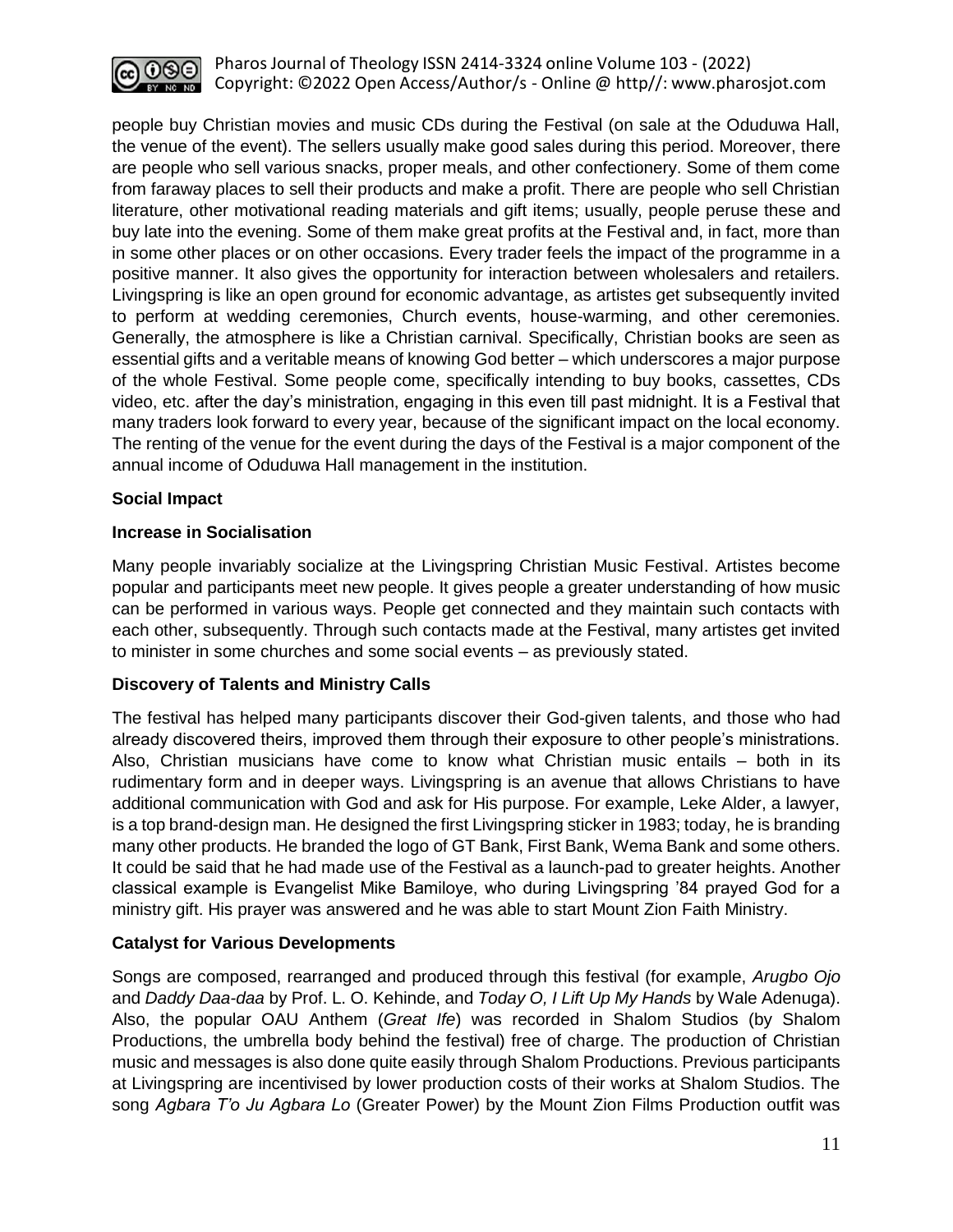people buy Christian movies and music CDs during the Festival (on sale at the Oduduwa Hall, the venue of the event). The sellers usually make good sales during this period. Moreover, there are people who sell various snacks, proper meals, and other confectionery. Some of them come from faraway places to sell their products and make a profit. There are people who sell Christian literature, other motivational reading materials and gift items; usually, people peruse these and buy late into the evening. Some of them make great profits at the Festival and, in fact, more than in some other places or on other occasions. Every trader feels the impact of the programme in a positive manner. It also gives the opportunity for interaction between wholesalers and retailers. Livingspring is like an open ground for economic advantage, as artistes get subsequently invited to perform at wedding ceremonies, Church events, house-warming, and other ceremonies. Generally, the atmosphere is like a Christian carnival. Specifically, Christian books are seen as essential gifts and a veritable means of knowing God better – which underscores a major purpose of the whole Festival. Some people come, specifically intending to buy books, cassettes, CDs video, etc. after the day's ministration, engaging in this even till past midnight. It is a Festival that many traders look forward to every year, because of the significant impact on the local economy. The renting of the venue for the event during the days of the Festival is a major component of the annual income of Oduduwa Hall management in the institution.

**Social Impact**

**Increase in Socialisation**

Many people invariably socialize at the Livingspring Christian Music Festival. Artistes become popular and participants meet new people. It gives people a greater understanding of how music can be performed in various ways. People get connected and they maintain such contacts with each other, subsequently. Through such contacts made at the Festival, many artistes get invited to minister in some churches and some social events – as previously stated.

**Discovery of Talents and Ministry Calls**

The festival has helped many participants discover their God-given talents, and those who had already discovered theirs, improved them through their exposure to other people's ministrations. Also, Christian musicians have come to know what Christian music entails – both in its rudimentary form and in deeper ways. Livingspring is an avenue that allows Christians to have additional communication with God and ask for His purpose. For example, Leke Alder, a lawyer, is a top brand-design man. He designed the first Livingspring sticker in 1983; today, he is branding many other products. He branded the logo of GT Bank, First Bank, Wema Bank and some others. It could be said that he had made use of the Festival as a launch-pad to greater heights. Another classical example is Evangelist Mike Bamiloye, who during Livingspring '84 prayed God for a ministry gift. His prayer was answered and he was able to start Mount Zion Faith Ministry.

**Catalyst for Various Developments**

Songs are composed, rearranged and produced through this festival (for example, *Arugbo Ojo* and *Daddy Daa-daa* by Prof. L. O. Kehinde, and *Today O, I Lift Up My Hands* by Wale Adenuga). Also, the popular OAU Anthem (*Great Ife*) was recorded in Shalom Studios (by Shalom Productions, the umbrella body behind the festival) free of charge. The production of Christian music and messages is also done quite easily through Shalom Productions. Previous participants at Livingspring are incentivised by lower production costs of their works at Shalom Studios. The song *Agbara T'o Ju Agbara Lo* (Greater Power) by the Mount Zion Films Production outfit was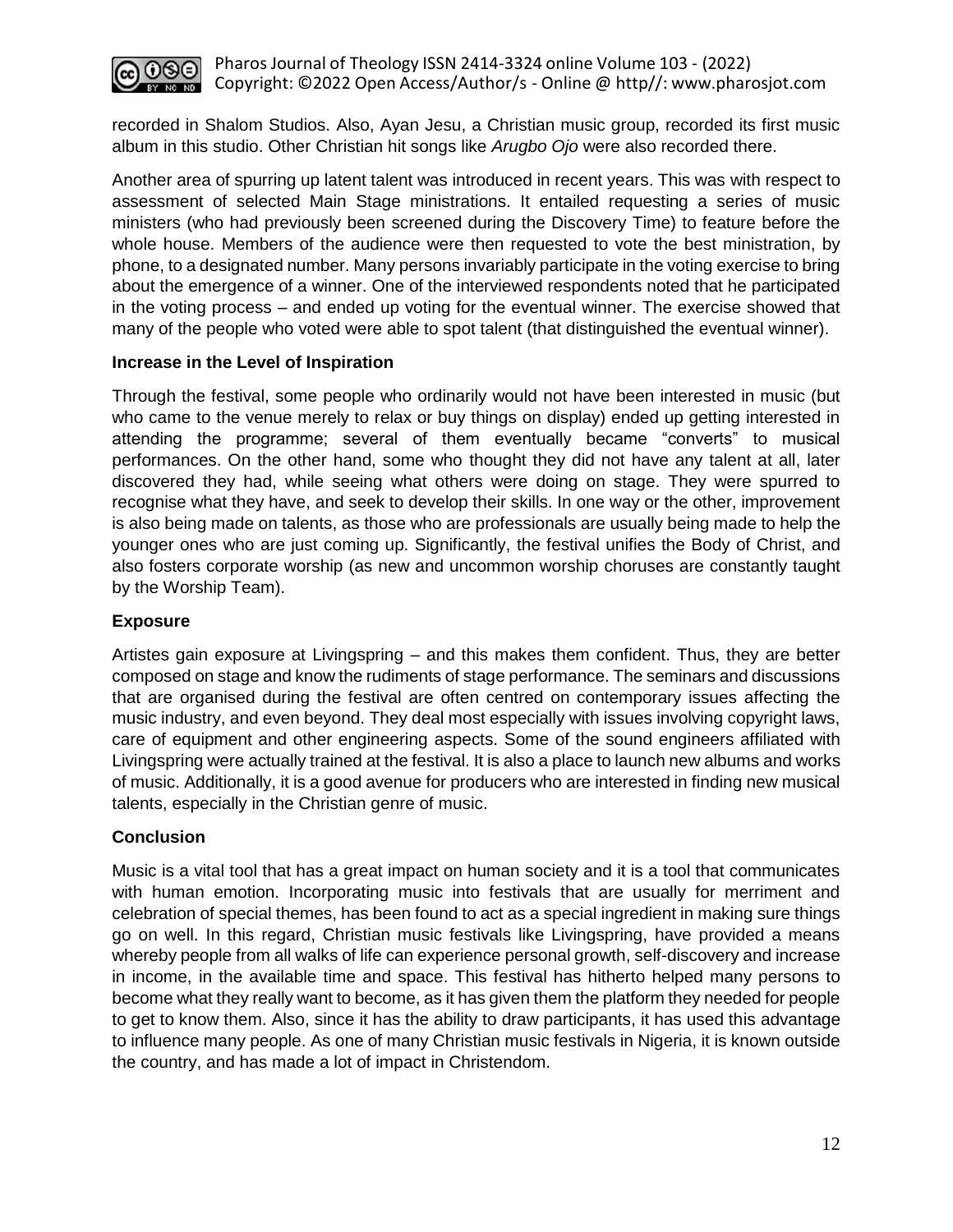recorded in Shalom Studios. Also, Ayan Jesu, a Christian music group, recorded its first music album in this studio. Other Christian hit songs like *Arugbo Ojo* were also recorded there.

Another area of spurring up latent talent was introduced in recent years. This was with respect to assessment of selected Main Stage ministrations. It entailed requesting a series of music ministers (who had previously been screened during the Discovery Time) to feature before the whole house. Members of the audience were then requested to vote the best ministration, by phone, to a designated number. Many persons invariably participate in the voting exercise to bring about the emergence of a winner. One of the interviewed respondents noted that he participated in the voting process – and ended up voting for the eventual winner. The exercise showed that many of the people who voted were able to spot talent (that distinguished the eventual winner).

### Increase in the Level of Inspiration

Through the festival, some people who ordinarily would not have been interested in music (but who came to the venue merely to relax or buy things on display) ended up getting interested in attending the programme; several of them eventually became "converts" to musical performances. On the other hand, some who thought they did not have any talent at all, later discovered they had, while seeing what others were doing on stage. They were spurred to recognise what they have, and seek to develop their skills. In one way or the other, improvement is also being made on talents, as those who are professionals are usually being made to help the younger ones who are just coming up. Significantly, the festival unifies the Body of Christ, and also fosters corporate worship (as new and uncommon worship choruses are constantly taught by the Worship Team).

### Exposure

Artistes gain exposure at Livingspring – and this makes them confident. Thus, they are better composed on stage and know the rudiments of stage performance. The seminars and discussions that are organised during the festival are often centred on contemporary issues affecting the music industry, and even beyond. They deal most especially with issues involving copyright laws, care of equipment and other engineering aspects. Some of the sound engineers affiliated with Livingspring were actually trained at the festival. It is also a place to launch new albums and works of music. Additionally, it is a good avenue for producers who are interested in finding new musical talents, especially in the Christian genre of music.

### Conclusion

Music is a vital tool that has a great impact on human society and it is a tool that communicates with human emotion. Incorporating music into festivals that are usually for merriment and celebration of special themes, has been found to act as a special ingredient in making sure things go on well. In this regard, Christian music festivals like Livingspring, have provided a means whereby people from all walks of life can experience personal growth, self-discovery and increase in income, in the available time and space. This festival has hitherto helped many persons to become what they really want to become, as it has given them the platform they needed for people to get to know them. Also, since it has the ability to draw participants, it has used this advantage to influence many people. As one of many Christian music festivals in Nigeria, it is known outside the country, and has made a lot of impact in Christendom.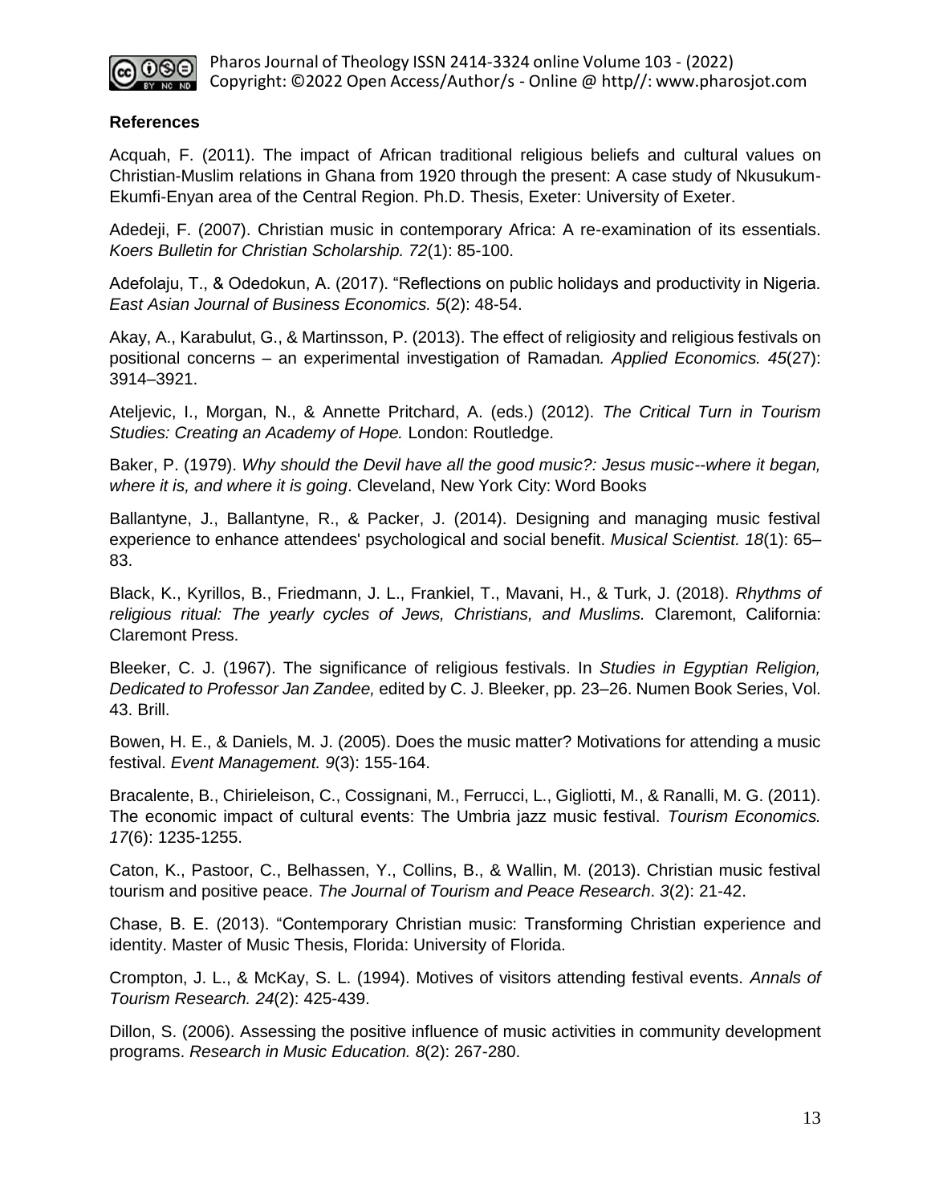**References**

Acquah, F. (2011). The impact of African traditional religious beliefs and cultural values on Christian-Muslim relations in Ghana from 1920 through the present: A case study of Nkusukum-Ekumfi-Enyan area of the Central Region. Ph.D. Thesis, Exeter: University of Exeter.

Adedeji, F. (2007). Christian music in contemporary Africa: A re-examination of its essentials. *Koers Bulletin for Christian Scholarship. 72*(1): 85-100.

Adefolaju, T., & Odedokun, A. (2017). "Reflections on public holidays and productivity in Nigeria. *East Asian Journal of Business Economics. 5*(2): 48-54.

Akay, A., Karabulut, G., & Martinsson, P. (2013). The effect of religiosity and religious festivals on positional concerns – an experimental investigation of Ramadan*. Applied Economics. 45*(27): 3914–3921.

Ateljevic, I., Morgan, N., & Annette Pritchard, A. (eds.) (2012). *The Critical Turn in Tourism Studies: Creating an Academy of Hope.* London: Routledge.

Baker, P. (1979). *Why should the Devil have all the good music?: Jesus music--where it began, where it is, and where it is going*. Cleveland, New York City: Word Books

Ballantyne, J., Ballantyne, R., & Packer, J. (2014). Designing and managing music festival experience to enhance attendees' psychological and social benefit. *Musical Scientist. 18*(1): 65–83.

Black, K., Kyrillos, B., Friedmann, J. L., Frankiel, T., Mavani, H., & Turk, J. (2018). *Rhythms of religious ritual: The yearly cycles of Jews, Christians, and Muslims.* Claremont, California: Claremont Press.

Bleeker, C. J. (1967). The significance of religious festivals. In *Studies in Egyptian Religion, Dedicated to Professor Jan Zandee,* edited by C. J. Bleeker, pp. 23–26. Numen Book Series, Vol. 43. Brill.

Bowen, H. E., & Daniels, M. J. (2005). Does the music matter? Motivations for attending a music festival. *Event Management. 9*(3): 155-164.

Bracalente, B., Chirieleison, C., Cossignani, M., Ferrucci, L., Gigliotti, M., & Ranalli, M. G. (2011). The economic impact of cultural events: The Umbria jazz music festival. *Tourism Economics. 17*(6): 1235-1255.

Caton, K., Pastoor, C., Belhassen, Y., Collins, B., & Wallin, M. (2013). Christian music festival tourism and positive peace. *The Journal of Tourism and Peace Research*. *3*(2): 21-42.

Chase, B. E. (2013). "Contemporary Christian music: Transforming Christian experience and identity. Master of Music Thesis, Florida: University of Florida.

Crompton, J. L., & McKay, S. L. (1994). Motives of visitors attending festival events. *Annals of Tourism Research. 24*(2): 425-439.

Dillon, S. (2006). Assessing the positive influence of music activities in community development programs. *Research in Music Education. 8*(2): 267-280.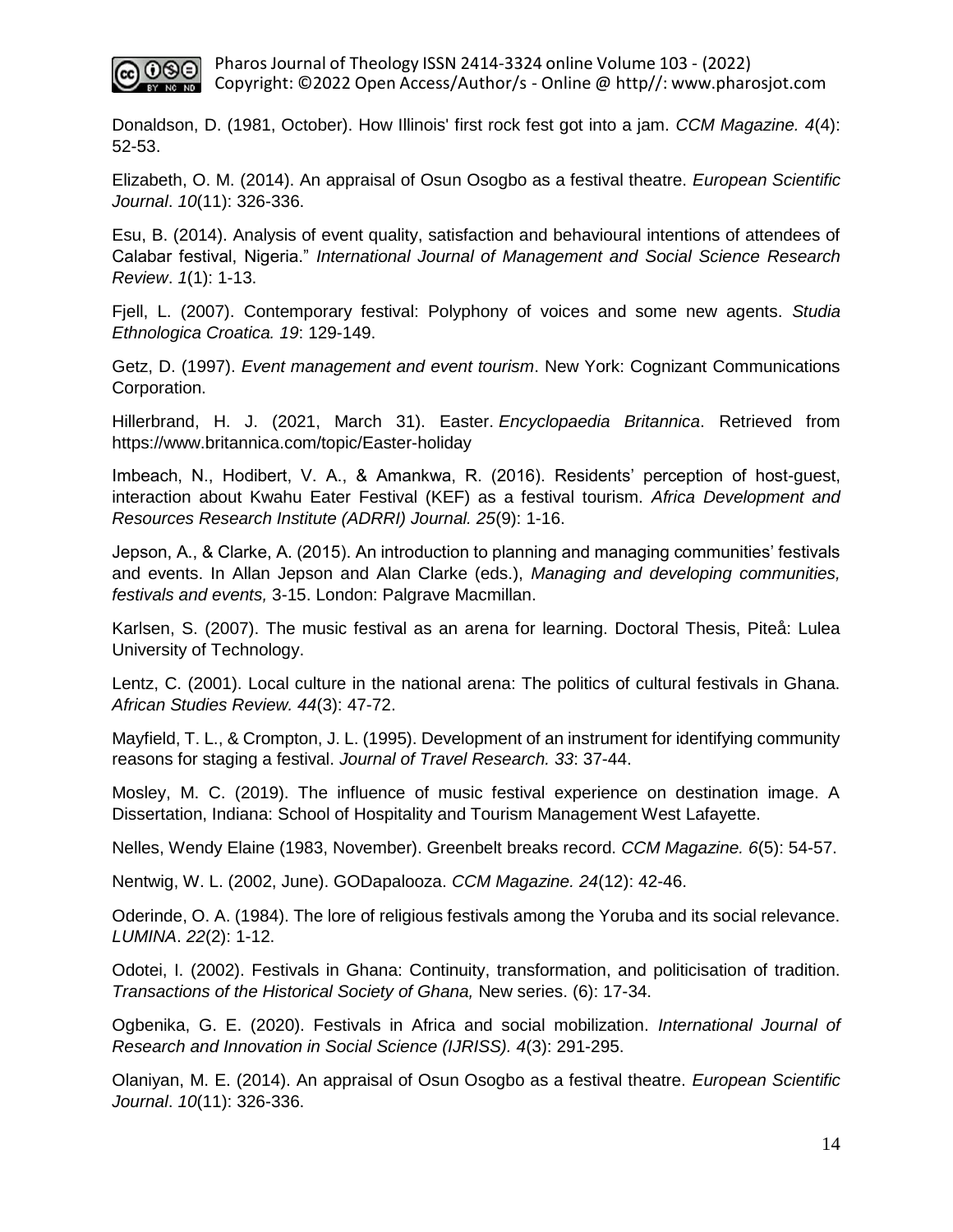Donaldson, D. (1981, October). How Illinois' first rock fest got into a jam. *CCM Magazine. 4*(4): 52-53.

Elizabeth, O. M. (2014). An appraisal of Osun Osogbo as a festival theatre. *European Scientific Journal*. *10*(11): 326-336.

Esu, B. (2014). Analysis of event quality, satisfaction and behavioural intentions of attendees of Calabar festival, Nigeria." *International Journal of Management and Social Science Research Review*. *1*(1): 1-13.

Fjell, L. (2007). Contemporary festival: Polyphony of voices and some new agents. *Studia Ethnologica Croatica. 19*: 129-149.

Getz, D. (1997). *Event management and event tourism*. New York: Cognizant Communications Corporation.

Hillerbrand, H. J. (2021, March 31). Easter. *Encyclopaedia Britannica*. Retrieved from https://www.britannica.com/topic/Easter-holiday

Imbeach, N., Hodibert, V. A., & Amankwa, R. (2016). Residents' perception of host-guest, interaction about Kwahu Eater Festival (KEF) as a festival tourism. *Africa Development and Resources Research Institute (ADRRI) Journal. 25*(9): 1-16.

Jepson, A., & Clarke, A. (2015). An introduction to planning and managing communities' festivals and events. In Allan Jepson and Alan Clarke (eds.), *Managing and developing communities, festivals and events,* 3-15. London: Palgrave Macmillan.

Karlsen, S. (2007). The music festival as an arena for learning. Doctoral Thesis, Piteå: Lulea University of Technology.

Lentz, C. (2001). Local culture in the national arena: The politics of cultural festivals in Ghana. *African Studies Review. 44*(3): 47-72.

Mayfield, T. L., & Crompton, J. L. (1995). Development of an instrument for identifying community reasons for staging a festival. *Journal of Travel Research. 33*: 37-44.

Mosley, M. C. (2019). The influence of music festival experience on destination image. A Dissertation, Indiana: School of Hospitality and Tourism Management West Lafayette.

Nelles, Wendy Elaine (1983, November). Greenbelt breaks record. *CCM Magazine. 6*(5): 54-57.

Nentwig, W. L. (2002, June). GODapalooza. *CCM Magazine. 24*(12): 42-46.

Oderinde, O. A. (1984). The lore of religious festivals among the Yoruba and its social relevance. *LUMINA*. *22*(2): 1-12.

Odotei, I. (2002). Festivals in Ghana: Continuity, transformation, and politicisation of tradition. *Transactions of the Historical Society of Ghana,* New series. (6): 17-34.

Ogbenika, G. E. (2020). Festivals in Africa and social mobilization. *International Journal of Research and Innovation in Social Science (IJRISS). 4*(3): 291-295.

Olaniyan, M. E. (2014). An appraisal of Osun Osogbo as a festival theatre. *European Scientific Journal*. *10*(11): 326-336.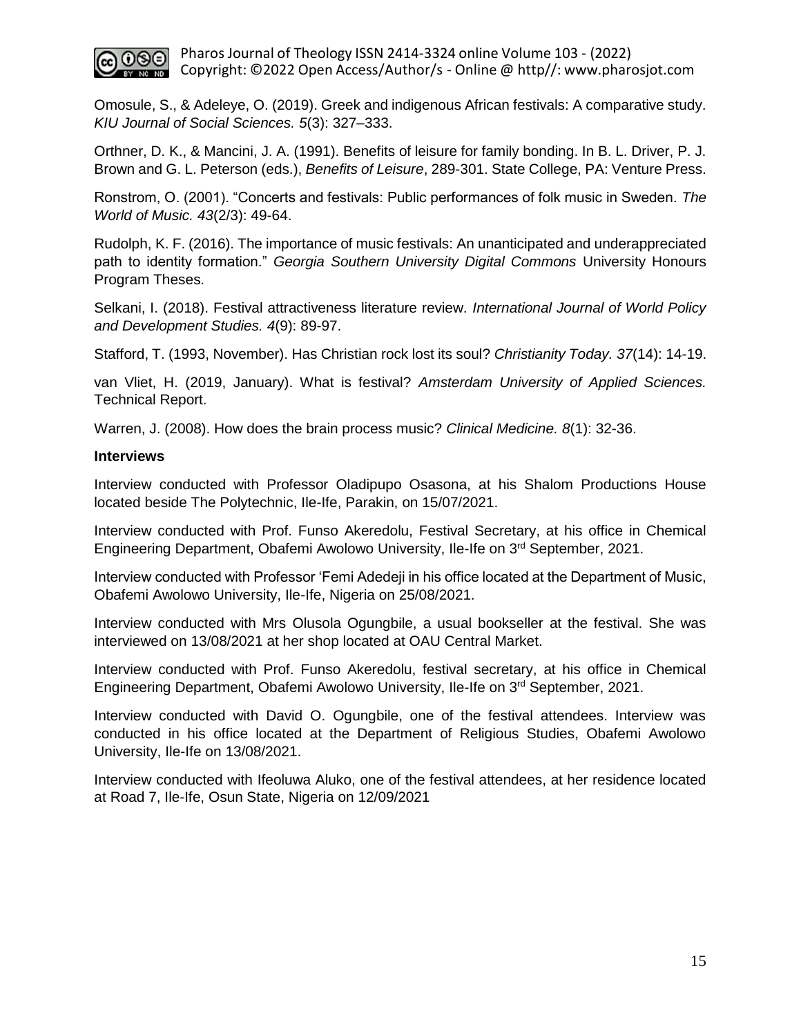Omosule, S., & Adeleye, O. (2019). Greek and indigenous African festivals: A comparative study. *KIU Journal of Social Sciences. 5*(3): 327–333.

Orthner, D. K., & Mancini, J. A. (1991). Benefits of leisure for family bonding. In B. L. Driver, P. J. Brown and G. L. Peterson (eds.), *Benefits of Leisure*, 289-301. State College, PA: Venture Press.

Ronstrom, O. (2001). “Concerts and festivals: Public performances of folk music in Sweden. *The World of Music. 43*(2/3): 49-64.

Rudolph, K. F. (2016). The importance of music festivals: An unanticipated and underappreciated path to identity formation.” *Georgia Southern University Digital Commons* University Honours Program Theses.

Selkani, I. (2018). Festival attractiveness literature review. *International Journal of World Policy and Development Studies. 4*(9): 89-97.

Stafford, T. (1993, November). Has Christian rock lost its soul? *Christianity Today. 37*(14): 14-19.

van Vliet, H. (2019, January). What is festival? *Amsterdam University of Applied Sciences.* Technical Report.

Warren, J. (2008). How does the brain process music? *Clinical Medicine. 8*(1): 32-36.

**Interviews**

Interview conducted with Professor Oladipupo Osasona, at his Shalom Productions House located beside The Polytechnic, Ile-Ife, Parakin, on 15/07/2021.

Interview conducted with Prof. Funso Akeredolu, Festival Secretary, at his office in Chemical Engineering Department, Obafemi Awolowo University, Ile-Ife on 3rd September, 2021.

Interview conducted with Professor ‘Femi Adedeji in his office located at the Department of Music, Obafemi Awolowo University, Ile-Ife, Nigeria on 25/08/2021.

Interview conducted with Mrs Olusola Ogungbile, a usual bookseller at the festival. She was interviewed on 13/08/2021 at her shop located at OAU Central Market.

Interview conducted with Prof. Funso Akeredolu, festival secretary, at his office in Chemical Engineering Department, Obafemi Awolowo University, Ile-Ife on 3rd September, 2021.

Interview conducted with David O. Ogungbile, one of the festival attendees. Interview was conducted in his office located at the Department of Religious Studies, Obafemi Awolowo University, Ile-Ife on 13/08/2021.

Interview conducted with Ifeoluwa Aluko, one of the festival attendees, at her residence located at Road 7, Ile-Ife, Osun State, Nigeria on 12/09/2021